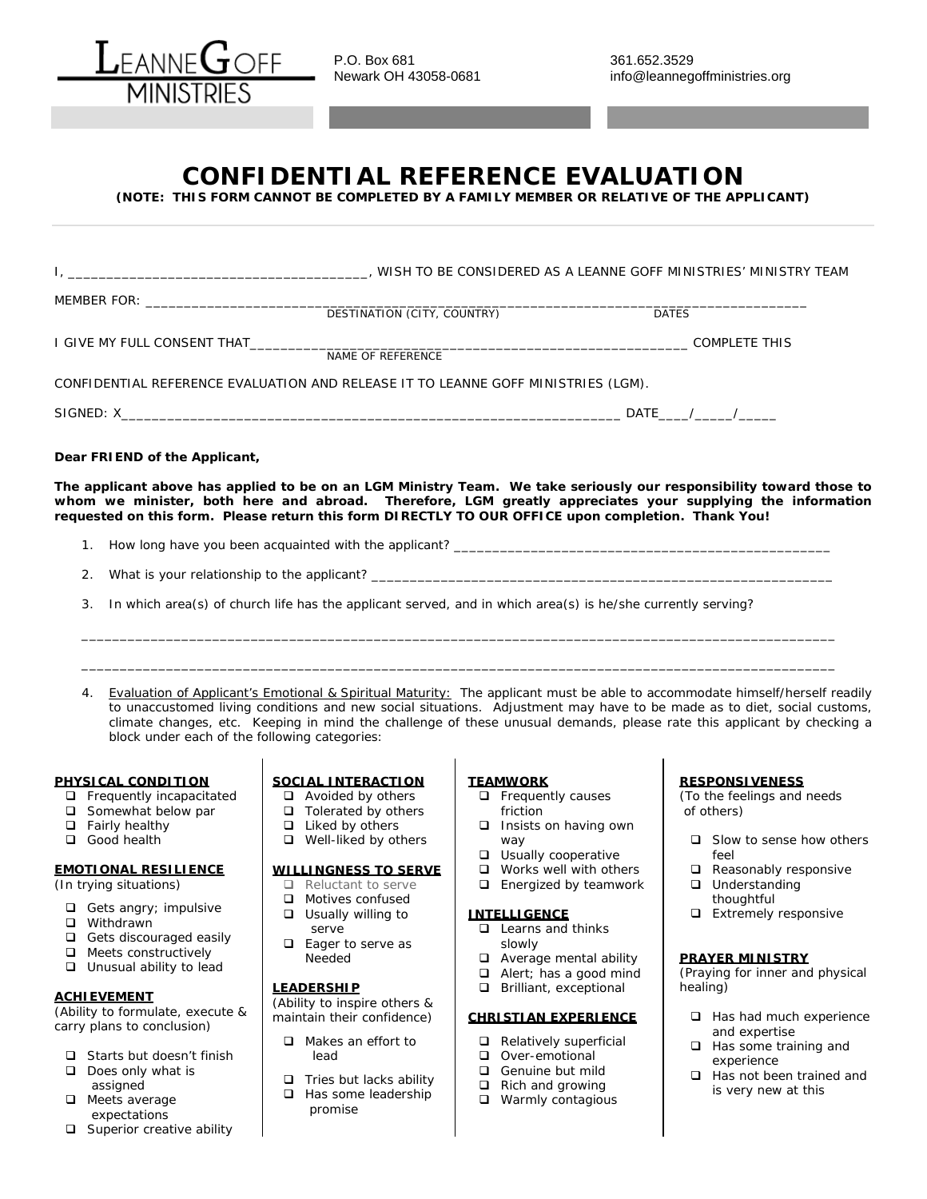LEANNE GOFF MINISTRIES

P.O. Box 681
Newark OH 43058-0681

361.652.3529
info@leannegoffministries.org

# CONFIDENTIAL REFERENCE EVALUATION

**(NOTE: THIS FORM CANNOT BE COMPLETED BY A FAMILY MEMBER OR RELATIVE OF THE APPLICANT)**

I, ______________________________________, WISH TO BE CONSIDERED AS A LEANNE GOFF MINISTRIES' MINISTRY TEAM

MEMBER FOR: ________________________________________________________________________________
DESTINATION (CITY, COUNTRY) DATES

I GIVE MY FULL CONSENT THAT________________________________________________________ COMPLETE THIS
NAME OF REFERENCE

CONFIDENTIAL REFERENCE EVALUATION AND RELEASE IT TO LEANNE GOFF MINISTRIES (LGM).

SIGNED: X______________________________________________________________ DATE____/_____/_____

**Dear FRIEND of the Applicant,**

**The applicant above has applied to be on an LGM Ministry Team. We take seriously our responsibility toward those to whom we minister, both here and abroad. Therefore, LGM greatly appreciates your supplying the information requested on this form. Please return this form DIRECTLY TO OUR OFFICE upon completion. Thank You!**

1. How long have you been acquainted with the applicant? __________________________________________________

2. What is your relationship to the applicant? ______________________________________________________________

3. In which area(s) of church life has the applicant served, and in which area(s) is he/she currently serving?

____________________________________________________________________________________________________

____________________________________________________________________________________________________

4. Evaluation of Applicant's Emotional & Spiritual Maturity: The applicant must be able to accommodate himself/herself readily to unaccustomed living conditions and new social situations. Adjustment may have to be made as to diet, social customs, climate changes, etc. Keeping in mind the challenge of these unusual demands, please rate this applicant by checking a block under each of the following categories:

**PHYSICAL CONDITION**
- ❑ Frequently incapacitated
- ❑ Somewhat below par
- ❑ Fairly healthy
- ❑ Good health

**EMOTIONAL RESILIENCE**
(In trying situations)
- ❑ Gets angry; impulsive
- ❑ Withdrawn
- ❑ Gets discouraged easily
- ❑ Meets constructively
- ❑ Unusual ability to lead

**ACHIEVEMENT**
(Ability to formulate, execute & carry plans to conclusion)
- ❑ Starts but doesn't finish
- ❑ Does only what is assigned
- ❑ Meets average expectations
- ❑ Superior creative ability

**SOCIAL INTERACTION**
- ❑ Avoided by others
- ❑ Tolerated by others
- ❑ Liked by others
- ❑ Well-liked by others

**WILLINGNESS TO SERVE**
- ❑ Reluctant to serve
- ❑ Motives confused
- ❑ Usually willing to serve
- ❑ Eager to serve as Needed

**LEADERSHIP**
(Ability to inspire others & maintain their confidence)
- ❑ Makes an effort to lead
- ❑ Tries but lacks ability
- ❑ Has some leadership promise

**TEAMWORK**
- ❑ Frequently causes friction
- ❑ Insists on having own way
- ❑ Usually cooperative
- ❑ Works well with others
- ❑ Energized by teamwork

**INTELLIGENCE**
- ❑ Learns and thinks slowly
- ❑ Average mental ability
- ❑ Alert; has a good mind
- ❑ Brilliant, exceptional

**CHRISTIAN EXPERIENCE**
- ❑ Relatively superficial
- ❑ Over-emotional
- ❑ Genuine but mild
- ❑ Rich and growing
- ❑ Warmly contagious

**RESPONSIVENESS**
(To the feelings and needs of others)
- ❑ Slow to sense how others feel
- ❑ Reasonably responsive
- ❑ Understanding thoughtful
- ❑ Extremely responsive

**PRAYER MINISTRY**
(Praying for inner and physical healing)
- ❑ Has had much experience and expertise
- ❑ Has some training and experience
- ❑ Has not been trained and is very new at this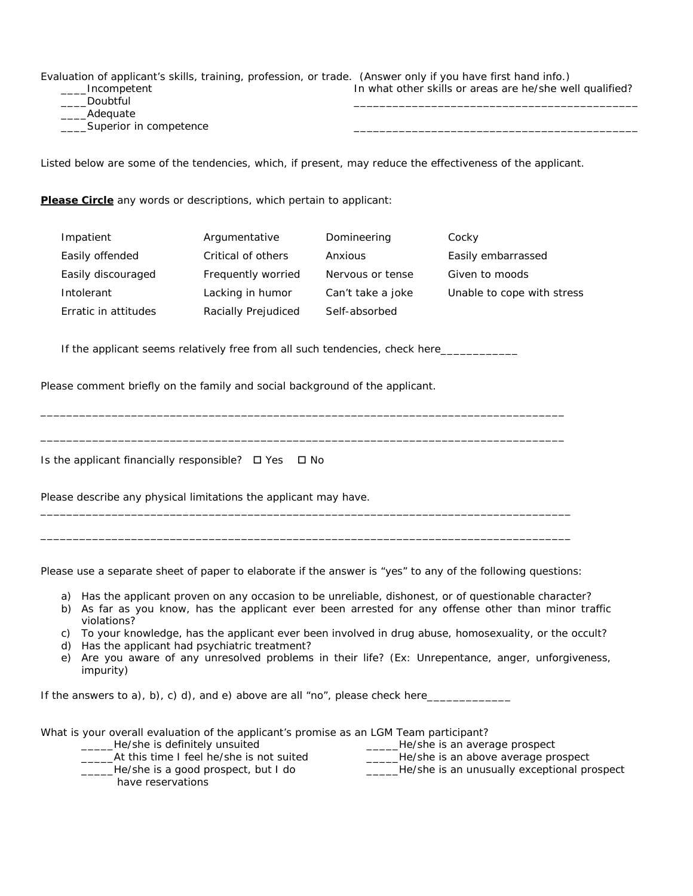Evaluation of applicant's skills, training, profession, or trade. (Answer only if you have first hand info.)

____Incompetent
____Doubtful
____Adequate
____Superior in competence

In what other skills or areas are he/she well qualified?

_____________________________________________

_____________________________________________

Listed below are some of the tendencies, which, if present, may reduce the effectiveness of the applicant.

**Please Circle** any words or descriptions, which pertain to applicant:

| | | | |
|---|---|---|---|
| Impatient | Argumentative | Domineering | Cocky |
| Easily offended | Critical of others | Anxious | Easily embarrassed |
| Easily discouraged | Frequently worried | Nervous or tense | Given to moods |
| Intolerant | Lacking in humor | Can't take a joke | Unable to cope with stress |
| Erratic in attitudes | Racially Prejudiced | Self-absorbed | |

If the applicant seems relatively free from all such tendencies, check here____________

Please comment briefly on the family and social background of the applicant.

_____________________________________________________________________________________

_____________________________________________________________________________________

Is the applicant financially responsible? ☐ Yes ☐ No

Please describe any physical limitations the applicant may have.

_____________________________________________________________________________________

_____________________________________________________________________________________

Please use a separate sheet of paper to elaborate if the answer is "yes" to any of the following questions:

a) Has the applicant proven on any occasion to be unreliable, dishonest, or of questionable character?
b) As far as you know, has the applicant ever been arrested for any offense other than minor traffic violations?
c) To your knowledge, has the applicant ever been involved in drug abuse, homosexuality, or the occult?
d) Has the applicant had psychiatric treatment?
e) Are you aware of any unresolved problems in their life? (Ex: Unrepentance, anger, unforgiveness, impurity)

If the answers to a), b), c) d), and e) above are all "no", please check here_____________

What is your overall evaluation of the applicant's promise as an LGM Team participant?

_____He/she is definitely unsuited
_____At this time I feel he/she is not suited
_____He/she is a good prospect, but I do have reservations
_____He/she is an average prospect
_____He/she is an above average prospect
_____He/she is an unusually exceptional prospect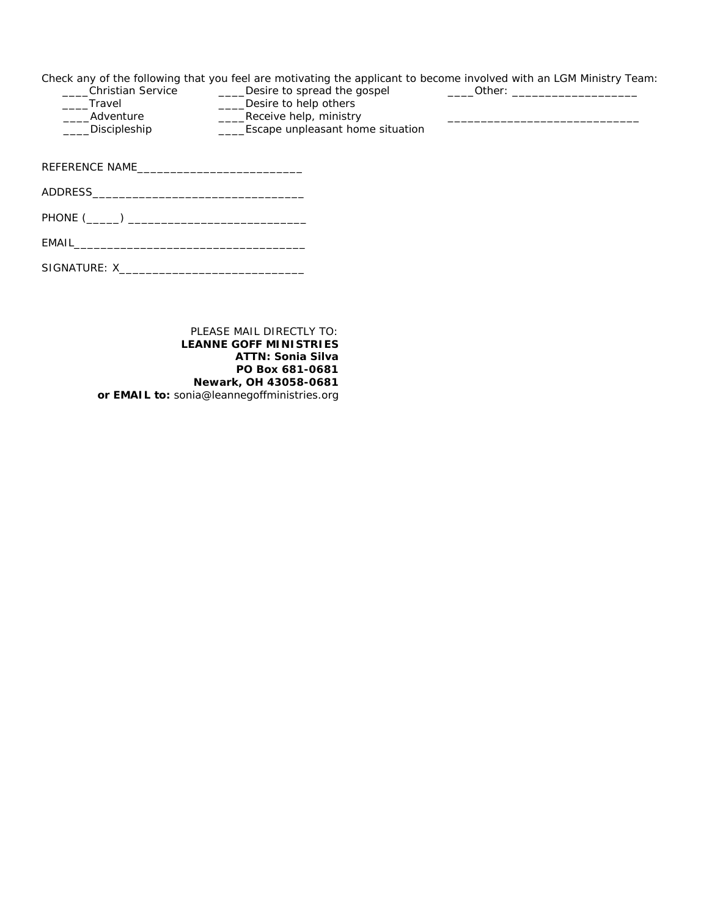Check any of the following that you feel are motivating the applicant to become involved with an LGM Ministry Team:

____Christian Service
____Travel
____Adventure
____Discipleship
____Desire to spread the gospel
____Desire to help others
____Receive help, ministry
____Escape unpleasant home situation
____Other: ___________________

_____________________________

REFERENCE NAME_________________________

ADDRESS________________________________

PHONE (_____) __________________________

EMAIL__________________________________

SIGNATURE: X___________________________

PLEASE MAIL DIRECTLY TO:
**LEANNE GOFF MINISTRIES**
**ATTN: Sonia Silva**
**PO Box 681-0681**
**Newark, OH 43058-0681**
**or EMAIL to:** sonia@leannegoffministries.org